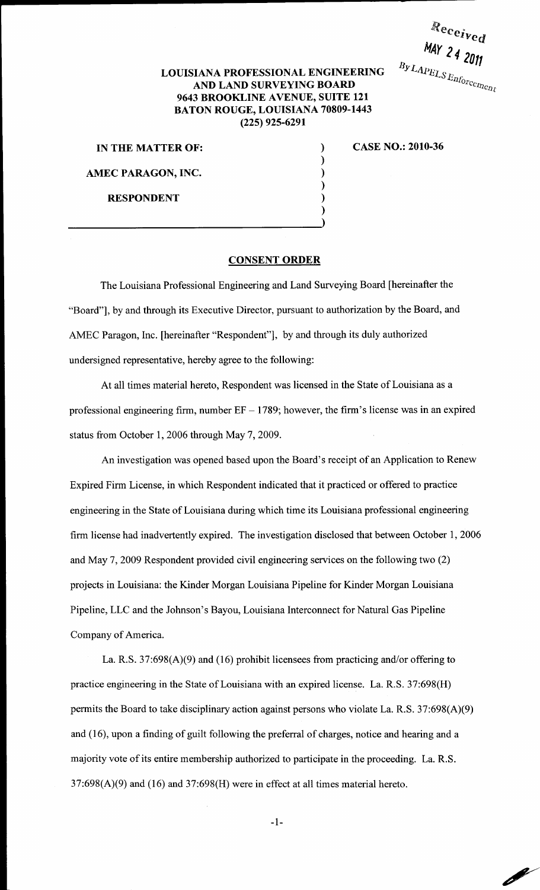Received
MAY 24 2011
By LAPELS Enforcement

**LOUISIANA PROFESSIONAL ENGINEERING AND LAND SURVEYING BOARD**
**9643 BROOKLINE AVENUE, SUITE 121**
**BATON ROUGE, LOUISIANA 70809-1443**
**(225) 925-6291**

**IN THE MATTER OF:**

**AMEC PARAGON, INC.**

**RESPONDENT**

**CASE NO.: 2010-36**

## CONSENT ORDER

The Louisiana Professional Engineering and Land Surveying Board [hereinafter the "Board"], by and through its Executive Director, pursuant to authorization by the Board, and AMEC Paragon, Inc. [hereinafter "Respondent"], by and through its duly authorized undersigned representative, hereby agree to the following:

At all times material hereto, Respondent was licensed in the State of Louisiana as a professional engineering firm, number EF – 1789; however, the firm's license was in an expired status from October 1, 2006 through May 7, 2009.

An investigation was opened based upon the Board's receipt of an Application to Renew Expired Firm License, in which Respondent indicated that it practiced or offered to practice engineering in the State of Louisiana during which time its Louisiana professional engineering firm license had inadvertently expired. The investigation disclosed that between October 1, 2006 and May 7, 2009 Respondent provided civil engineering services on the following two (2) projects in Louisiana: the Kinder Morgan Louisiana Pipeline for Kinder Morgan Louisiana Pipeline, LLC and the Johnson's Bayou, Louisiana Interconnect for Natural Gas Pipeline Company of America.

La. R.S. 37:698(A)(9) and (16) prohibit licensees from practicing and/or offering to practice engineering in the State of Louisiana with an expired license. La. R.S. 37:698(H) permits the Board to take disciplinary action against persons who violate La. R.S. 37:698(A)(9) and (16), upon a finding of guilt following the preferral of charges, notice and hearing and a majority vote of its entire membership authorized to participate in the proceeding. La. R.S. 37:698(A)(9) and (16) and 37:698(H) were in effect at all times material hereto.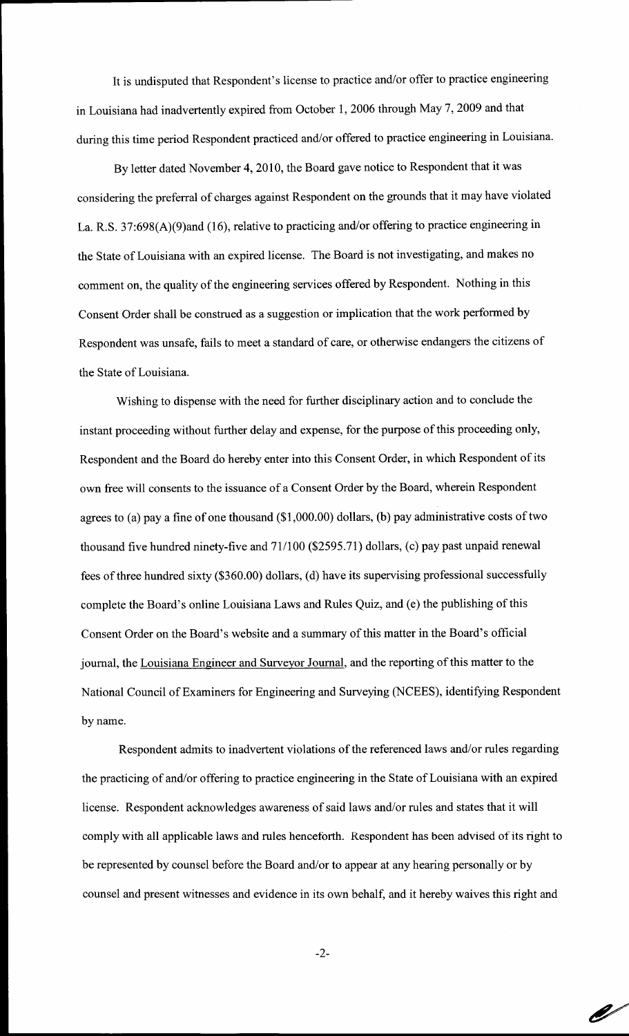It is undisputed that Respondent's license to practice and/or offer to practice engineering in Louisiana had inadvertently expired from October 1, 2006 through May 7, 2009 and that during this time period Respondent practiced and/or offered to practice engineering in Louisiana.

By letter dated November 4, 2010, the Board gave notice to Respondent that it was considering the preferral of charges against Respondent on the grounds that it may have violated La. R.S. 37:698(A)(9)and (16), relative to practicing and/or offering to practice engineering in the State of Louisiana with an expired license. The Board is not investigating, and makes no comment on, the quality of the engineering services offered by Respondent. Nothing in this Consent Order shall be construed as a suggestion or implication that the work performed by Respondent was unsafe, fails to meet a standard of care, or otherwise endangers the citizens of the State of Louisiana.

Wishing to dispense with the need for further disciplinary action and to conclude the instant proceeding without further delay and expense, for the purpose of this proceeding only, Respondent and the Board do hereby enter into this Consent Order, in which Respondent of its own free will consents to the issuance of a Consent Order by the Board, wherein Respondent agrees to (a) pay a fine of one thousand ($1,000.00) dollars, (b) pay administrative costs of two thousand five hundred ninety-five and 71/100 ($2595.71) dollars, (c) pay past unpaid renewal fees of three hundred sixty ($360.00) dollars, (d) have its supervising professional successfully complete the Board's online Louisiana Laws and Rules Quiz, and (e) the publishing of this Consent Order on the Board's website and a summary of this matter in the Board's official journal, the Louisiana Engineer and Surveyor Journal, and the reporting of this matter to the National Council of Examiners for Engineering and Surveying (NCEES), identifying Respondent by name.

Respondent admits to inadvertent violations of the referenced laws and/or rules regarding the practicing of and/or offering to practice engineering in the State of Louisiana with an expired license. Respondent acknowledges awareness of said laws and/or rules and states that it will comply with all applicable laws and rules henceforth. Respondent has been advised of its right to be represented by counsel before the Board and/or to appear at any hearing personally or by counsel and present witnesses and evidence in its own behalf, and it hereby waives this right and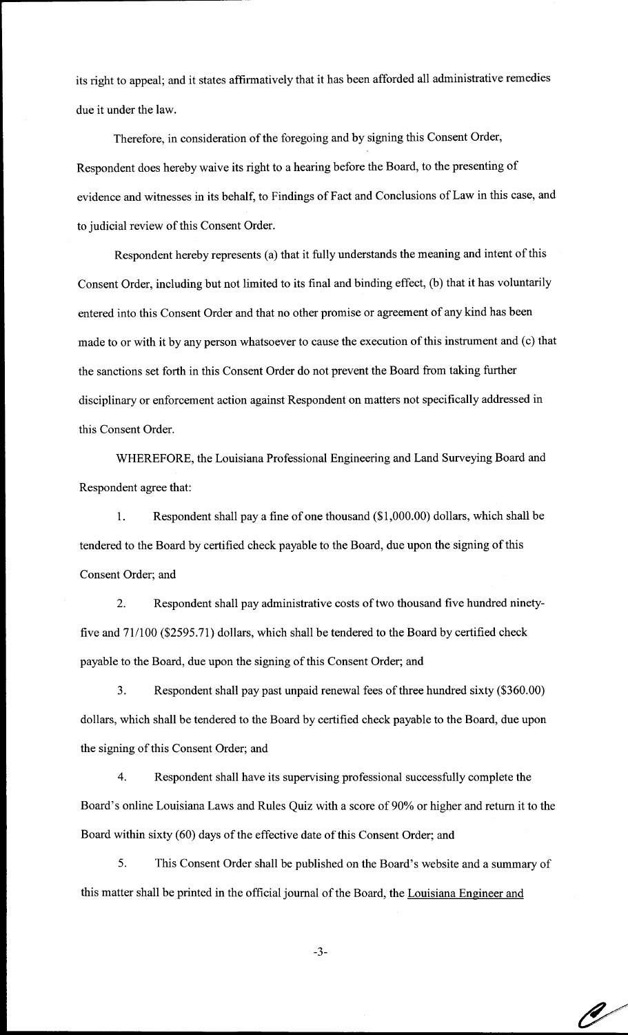its right to appeal; and it states affirmatively that it has been afforded all administrative remedies due it under the law.

Therefore, in consideration of the foregoing and by signing this Consent Order, Respondent does hereby waive its right to a hearing before the Board, to the presenting of evidence and witnesses in its behalf, to Findings of Fact and Conclusions of Law in this case, and to judicial review of this Consent Order.

Respondent hereby represents (a) that it fully understands the meaning and intent of this Consent Order, including but not limited to its final and binding effect, (b) that it has voluntarily entered into this Consent Order and that no other promise or agreement of any kind has been made to or with it by any person whatsoever to cause the execution of this instrument and (c) that the sanctions set forth in this Consent Order do not prevent the Board from taking further disciplinary or enforcement action against Respondent on matters not specifically addressed in this Consent Order.

WHEREFORE, the Louisiana Professional Engineering and Land Surveying Board and Respondent agree that:

1. Respondent shall pay a fine of one thousand ($1,000.00) dollars, which shall be tendered to the Board by certified check payable to the Board, due upon the signing of this Consent Order; and

2. Respondent shall pay administrative costs of two thousand five hundred ninety-five and 71/100 ($2595.71) dollars, which shall be tendered to the Board by certified check payable to the Board, due upon the signing of this Consent Order; and

3. Respondent shall pay past unpaid renewal fees of three hundred sixty ($360.00) dollars, which shall be tendered to the Board by certified check payable to the Board, due upon the signing of this Consent Order; and

4. Respondent shall have its supervising professional successfully complete the Board's online Louisiana Laws and Rules Quiz with a score of 90% or higher and return it to the Board within sixty (60) days of the effective date of this Consent Order; and

5. This Consent Order shall be published on the Board's website and a summary of this matter shall be printed in the official journal of the Board, the Louisiana Engineer and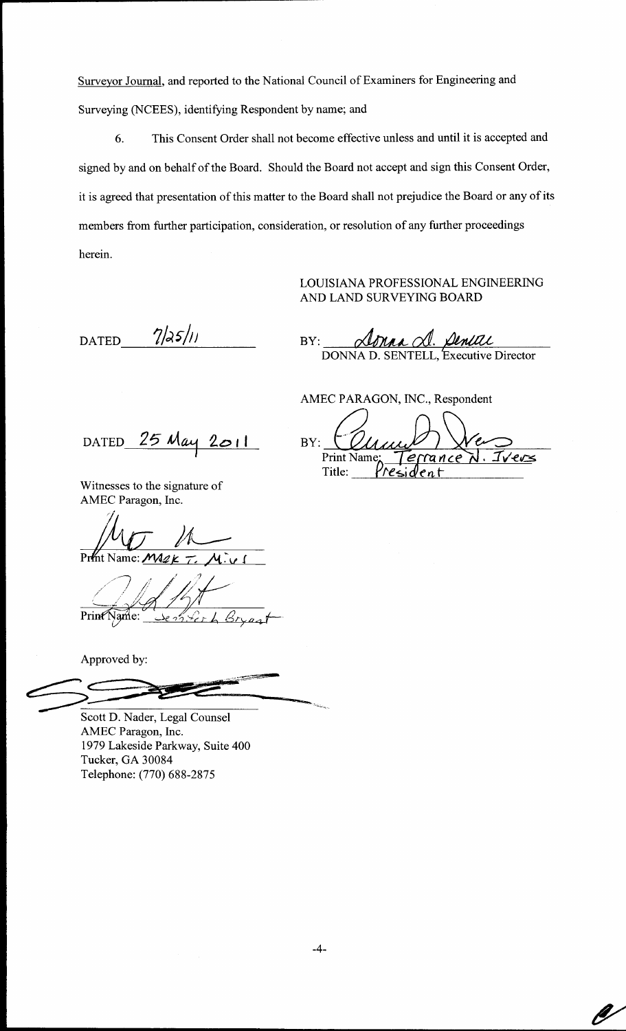Surveyor Journal, and reported to the National Council of Examiners for Engineering and Surveying (NCEES), identifying Respondent by name; and

6. This Consent Order shall not become effective unless and until it is accepted and signed by and on behalf of the Board. Should the Board not accept and sign this Consent Order, it is agreed that presentation of this matter to the Board shall not prejudice the Board or any of its members from further participation, consideration, or resolution of any further proceedings herein.

LOUISIANA PROFESSIONAL ENGINEERING AND LAND SURVEYING BOARD

DATED 7/25/11

BY: Donna D. Sentell
DONNA D. SENTELL, Executive Director

AMEC PARAGON, INC., Respondent

DATED 25 May 2011

BY: _______________
Print Name: Terrance N. Ivers
Title: President

Witnesses to the signature of AMEC Paragon, Inc.

_______________
Print Name: Mark T. Muir

_______________
Print Name: Jennifer L Bryant

Approved by:

_______________
Scott D. Nader, Legal Counsel
AMEC Paragon, Inc.
1979 Lakeside Parkway, Suite 400
Tucker, GA 30084
Telephone: (770) 688-2875